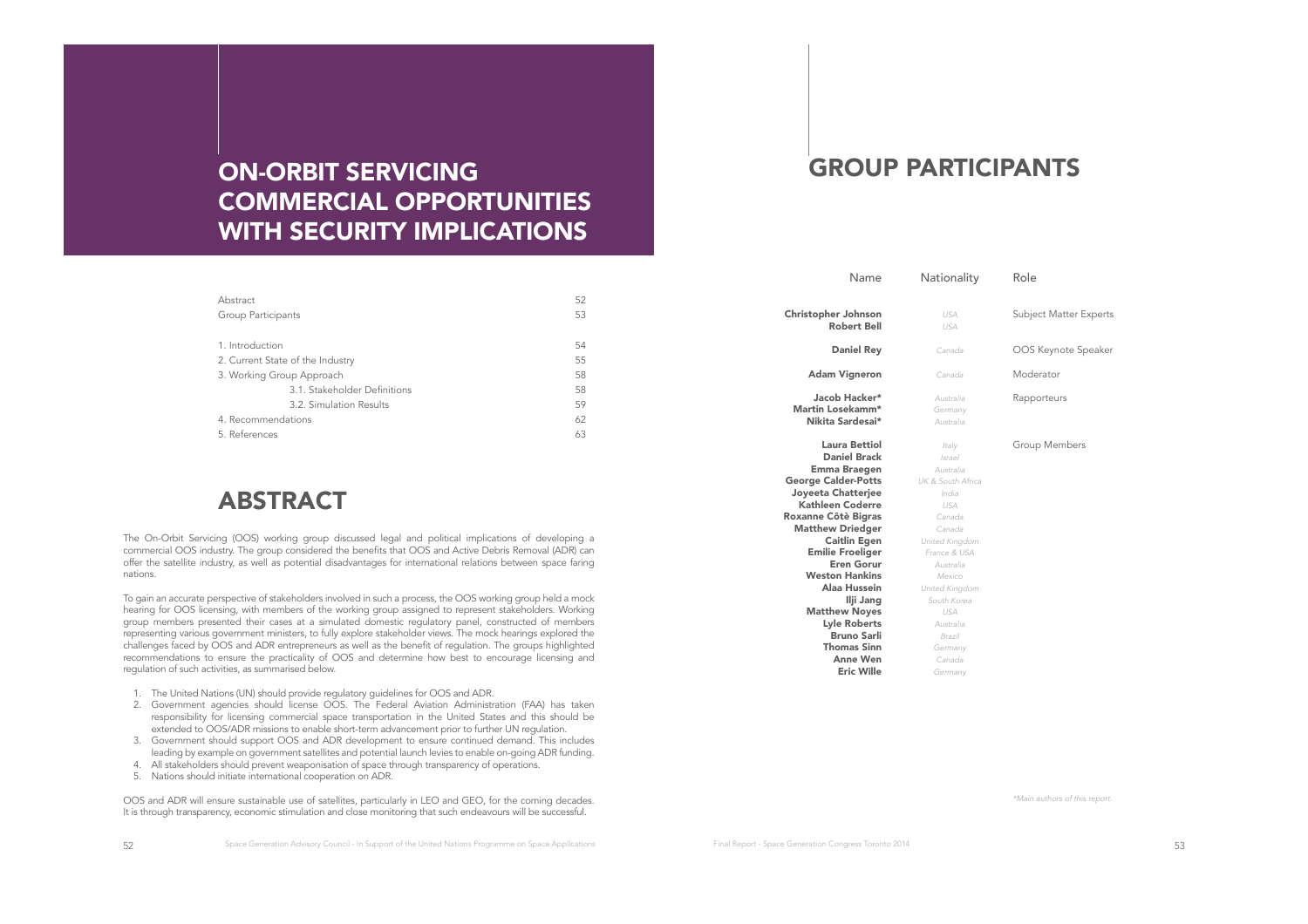# ON-ORBIT SERVICING COMMERCIAL OPPORTUNITIES WITH SECURITY IMPLICATIONS

| | |
|---|---|
| Abstract | 52 |
| Group Participants | 53 |
| 1. Introduction | 54 |
| 2. Current State of the Industry | 55 |
| 3. Working Group Approach | 58 |
| 3.1. Stakeholder Definitions | 58 |
| 3.2. Simulation Results | 59 |
| 4. Recommendations | 62 |
| 5. References | 63 |

## ABSTRACT

The On-Orbit Servicing (OOS) working group discussed legal and political implications of developing a commercial OOS industry. The group considered the benefits that OOS and Active Debris Removal (ADR) can offer the satellite industry, as well as potential disadvantages for international relations between space faring nations.

To gain an accurate perspective of stakeholders involved in such a process, the OOS working group held a mock hearing for OOS licensing, with members of the working group assigned to represent stakeholders. Working group members presented their cases at a simulated domestic regulatory panel, constructed of members representing various government ministers, to fully explore stakeholder views. The mock hearings explored the challenges faced by OOS and ADR entrepreneurs as well as the benefit of regulation. The groups highlighted recommendations to ensure the practicality of OOS and determine how best to encourage licensing and regulation of such activities, as summarised below.

1. The United Nations (UN) should provide regulatory guidelines for OOS and ADR.
2. Government agencies should license OOS. The Federal Aviation Administration (FAA) has taken responsibility for licensing commercial space transportation in the United States and this should be extended to OOS/ADR missions to enable short-term advancement prior to further UN regulation.
3. Government should support OOS and ADR development to ensure continued demand. This includes leading by example on government satellites and potential launch levies to enable on-going ADR funding.
4. All stakeholders should prevent weaponisation of space through transparency of operations.
5. Nations should initiate international cooperation on ADR.

OOS and ADR will ensure sustainable use of satellites, particularly in LEO and GEO, for the coming decades. It is through transparency, economic stimulation and close monitoring that such endeavours will be successful.

## GROUP PARTICIPANTS

| Name | Nationality | Role |
|---|---|---|
| **Christopher Johnson** | *USA* | Subject Matter Experts |
| **Robert Bell** | *USA* | |
| **Daniel Rey** | *Canada* | OOS Keynote Speaker |
| **Adam Vigneron** | *Canada* | Moderator |
| **Jacob Hacker*** | *Australia* | Rapporteurs |
| **Martin Losekamm*** | *Germany* | |
| **Nikita Sardesai*** | *Australia* | |
| **Laura Bettiol** | *Italy* | Group Members |
| **Daniel Brack** | *Israel* | |
| **Emma Braegen** | *Australia* | |
| **George Calder-Potts** | *UK & South Africa* | |
| **Joyeeta Chatterjee** | *India* | |
| **Kathleen Coderre** | *USA* | |
| **Roxanne Côtè Bigras** | *Canada* | |
| **Matthew Driedger** | *Canada* | |
| **Caitlin Egen** | *United Kingdom* | |
| **Emilie Froeliger** | *France & USA* | |
| **Eren Gorur** | *Australia* | |
| **Weston Hankins** | *Mexico* | |
| **Alaa Hussein** | *United Kingdom* | |
| **Ilji Jang** | *South Korea* | |
| **Matthew Noyes** | *USA* | |
| **Lyle Roberts** | *Australia* | |
| **Bruno Sarli** | *Brazil* | |
| **Thomas Sinn** | *Germany* | |
| **Anne Wen** | *Canada* | |
| **Eric Wille** | *Germany* | |

*\*Main authors of this report.*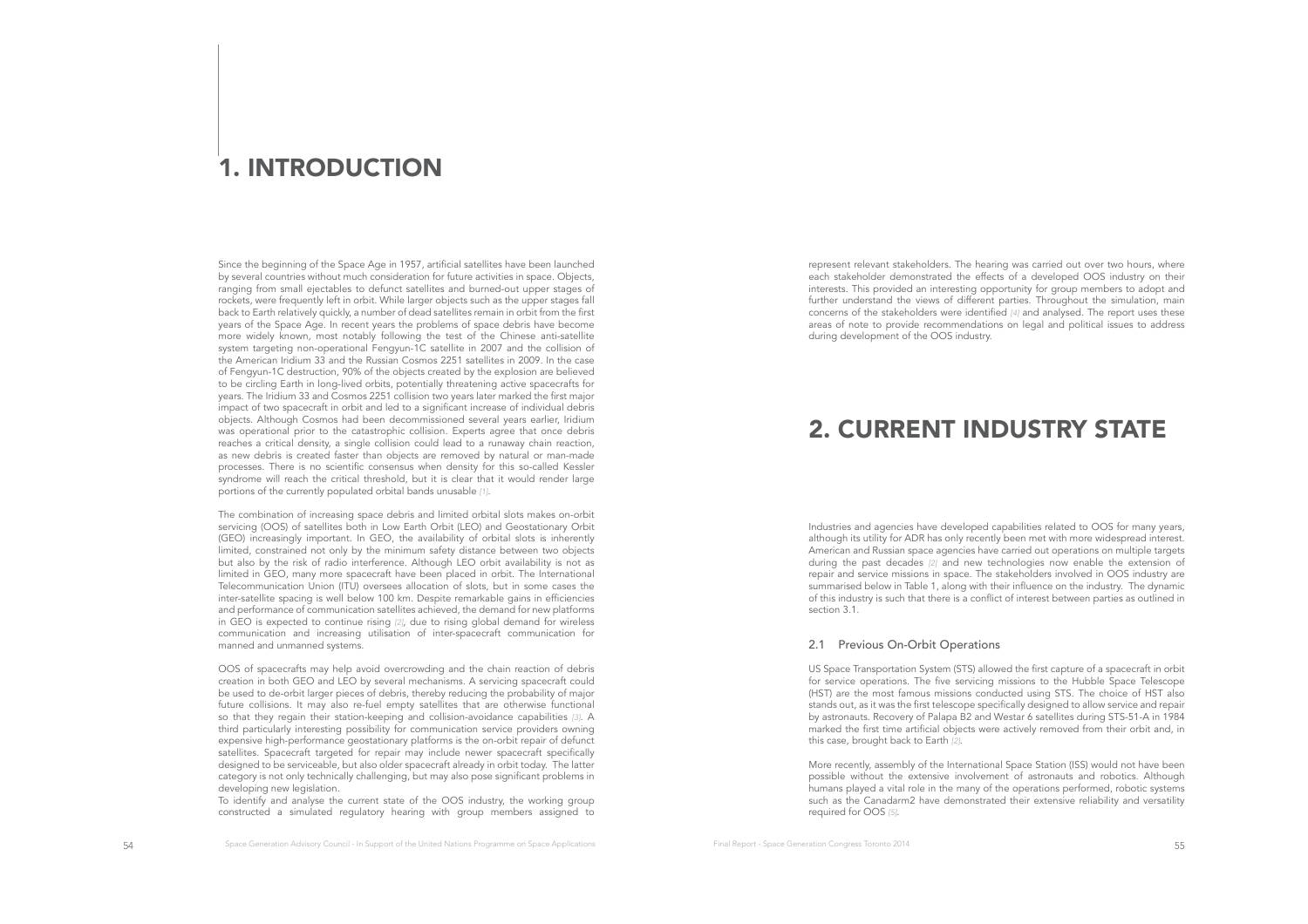# 1. INTRODUCTION

Since the beginning of the Space Age in 1957, artificial satellites have been launched by several countries without much consideration for future activities in space. Objects, ranging from small ejectables to defunct satellites and burned-out upper stages of rockets, were frequently left in orbit. While larger objects such as the upper stages fall back to Earth relatively quickly, a number of dead satellites remain in orbit from the first years of the Space Age. In recent years the problems of space debris have become more widely known, most notably following the test of the Chinese anti-satellite system targeting non-operational Fengyun-1C satellite in 2007 and the collision of the American Iridium 33 and the Russian Cosmos 2251 satellites in 2009. In the case of Fengyun-1C destruction, 90% of the objects created by the explosion are believed to be circling Earth in long-lived orbits, potentially threatening active spacecrafts for years. The Iridium 33 and Cosmos 2251 collision two years later marked the first major impact of two spacecraft in orbit and led to a significant increase of individual debris objects. Although Cosmos had been decommissioned several years earlier, Iridium was operational prior to the catastrophic collision. Experts agree that once debris reaches a critical density, a single collision could lead to a runaway chain reaction, as new debris is created faster than objects are removed by natural or man-made processes. There is no scientific consensus when density for this so-called Kessler syndrome will reach the critical threshold, but it is clear that it would render large portions of the currently populated orbital bands unusable [1].

The combination of increasing space debris and limited orbital slots makes on-orbit servicing (OOS) of satellites both in Low Earth Orbit (LEO) and Geostationary Orbit (GEO) increasingly important. In GEO, the availability of orbital slots is inherently limited, constrained not only by the minimum safety distance between two objects but also by the risk of radio interference. Although LEO orbit availability is not as limited in GEO, many more spacecraft have been placed in orbit. The International Telecommunication Union (ITU) oversees allocation of slots, but in some cases the inter-satellite spacing is well below 100 km. Despite remarkable gains in efficiencies and performance of communication satellites achieved, the demand for new platforms in GEO is expected to continue rising [2], due to rising global demand for wireless communication and increasing utilisation of inter-spacecraft communication for manned and unmanned systems.

OOS of spacecrafts may help avoid overcrowding and the chain reaction of debris creation in both GEO and LEO by several mechanisms. A servicing spacecraft could be used to de-orbit larger pieces of debris, thereby reducing the probability of major future collisions. It may also re-fuel empty satellites that are otherwise functional so that they regain their station-keeping and collision-avoidance capabilities [3]. A third particularly interesting possibility for communication service providers owning expensive high-performance geostationary platforms is the on-orbit repair of defunct satellites. Spacecraft targeted for repair may include newer spacecraft specifically designed to be serviceable, but also older spacecraft already in orbit today. The latter category is not only technically challenging, but may also pose significant problems in developing new legislation.

To identify and analyse the current state of the OOS industry, the working group constructed a simulated regulatory hearing with group members assigned to represent relevant stakeholders. The hearing was carried out over two hours, where each stakeholder demonstrated the effects of a developed OOS industry on their interests. This provided an interesting opportunity for group members to adopt and further understand the views of different parties. Throughout the simulation, main concerns of the stakeholders were identified [4] and analysed. The report uses these areas of note to provide recommendations on legal and political issues to address during development of the OOS industry.

# 2. CURRENT INDUSTRY STATE

Industries and agencies have developed capabilities related to OOS for many years, although its utility for ADR has only recently been met with more widespread interest. American and Russian space agencies have carried out operations on multiple targets during the past decades [2] and new technologies now enable the extension of repair and service missions in space. The stakeholders involved in OOS industry are summarised below in Table 1, along with their influence on the industry. The dynamic of this industry is such that there is a conflict of interest between parties as outlined in section 3.1.

## 2.1 Previous On-Orbit Operations

US Space Transportation System (STS) allowed the first capture of a spacecraft in orbit for service operations. The five servicing missions to the Hubble Space Telescope (HST) are the most famous missions conducted using STS. The choice of HST also stands out, as it was the first telescope specifically designed to allow service and repair by astronauts. Recovery of Palapa B2 and Westar 6 satellites during STS-51-A in 1984 marked the first time artificial objects were actively removed from their orbit and, in this case, brought back to Earth [2].

More recently, assembly of the International Space Station (ISS) would not have been possible without the extensive involvement of astronauts and robotics. Although humans played a vital role in the many of the operations performed, robotic systems such as the Canadarm2 have demonstrated their extensive reliability and versatility required for OOS [5].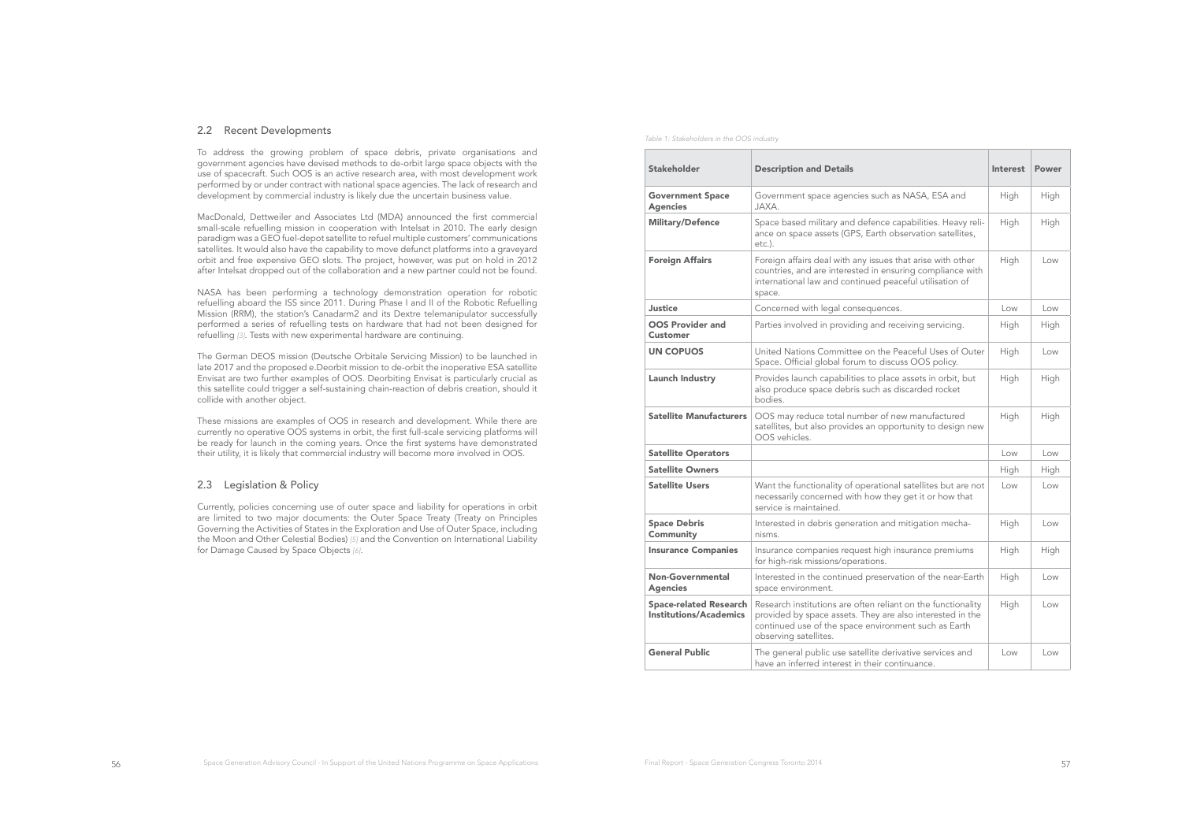## 2.2 Recent Developments

To address the growing problem of space debris, private organisations and government agencies have devised methods to de-orbit large space objects with the use of spacecraft. Such OOS is an active research area, with most development work performed by or under contract with national space agencies. The lack of research and development by commercial industry is likely due the uncertain business value.

MacDonald, Dettweiler and Associates Ltd (MDA) announced the first commercial small-scale refuelling mission in cooperation with Intelsat in 2010. The early design paradigm was a GEO fuel-depot satellite to refuel multiple customers' communications satellites. It would also have the capability to move defunct platforms into a graveyard orbit and free expensive GEO slots. The project, however, was put on hold in 2012 after Intelsat dropped out of the collaboration and a new partner could not be found.

NASA has been performing a technology demonstration operation for robotic refuelling aboard the ISS since 2011. During Phase I and II of the Robotic Refuelling Mission (RRM), the station's Canadarm2 and its Dextre telemanipulator successfully performed a series of refuelling tests on hardware that had not been designed for refuelling [3]. Tests with new experimental hardware are continuing.

The German DEOS mission (Deutsche Orbitale Servicing Mission) to be launched in late 2017 and the proposed e.Deorbit mission to de-orbit the inoperative ESA satellite Envisat are two further examples of OOS. Deorbiting Envisat is particularly crucial as this satellite could trigger a self-sustaining chain-reaction of debris creation, should it collide with another object.

These missions are examples of OOS in research and development. While there are currently no operative OOS systems in orbit, the first full-scale servicing platforms will be ready for launch in the coming years. Once the first systems have demonstrated their utility, it is likely that commercial industry will become more involved in OOS.

## 2.3 Legislation & Policy

Currently, policies concerning use of outer space and liability for operations in orbit are limited to two major documents: the Outer Space Treaty (Treaty on Principles Governing the Activities of States in the Exploration and Use of Outer Space, including the Moon and Other Celestial Bodies) [5] and the Convention on International Liability for Damage Caused by Space Objects [6].

*Table 1: Stakeholders in the OOS industry*

| Stakeholder | Description and Details | Interest | Power |
|---|---|---|---|
| **Government Space Agencies** | Government space agencies such as NASA, ESA and JAXA. | High | High |
| **Military/Defence** | Space based military and defence capabilities. Heavy reliance on space assets (GPS, Earth observation satellites, etc.). | High | High |
| **Foreign Affairs** | Foreign affairs deal with any issues that arise with other countries, and are interested in ensuring compliance with international law and continued peaceful utilisation of space. | High | Low |
| **Justice** | Concerned with legal consequences. | Low | Low |
| **OOS Provider and Customer** | Parties involved in providing and receiving servicing. | High | High |
| **UN COPUOS** | United Nations Committee on the Peaceful Uses of Outer Space. Official global forum to discuss OOS policy. | High | Low |
| **Launch Industry** | Provides launch capabilities to place assets in orbit, but also produce space debris such as discarded rocket bodies. | High | High |
| **Satellite Manufacturers** | OOS may reduce total number of new manufactured satellites, but also provides an opportunity to design new OOS vehicles. | High | High |
| **Satellite Operators** | | Low | Low |
| **Satellite Owners** | | High | High |
| **Satellite Users** | Want the functionality of operational satellites but are not necessarily concerned with how they get it or how that service is maintained. | Low | Low |
| **Space Debris Community** | Interested in debris generation and mitigation mechanisms. | High | Low |
| **Insurance Companies** | Insurance companies request high insurance premiums for high-risk missions/operations. | High | High |
| **Non-Governmental Agencies** | Interested in the continued preservation of the near-Earth space environment. | High | Low |
| **Space-related Research Institutions/Academics** | Research institutions are often reliant on the functionality provided by space assets. They are also interested in the continued use of the space environment such as Earth observing satellites. | High | Low |
| **General Public** | The general public use satellite derivative services and have an inferred interest in their continuance. | Low | Low |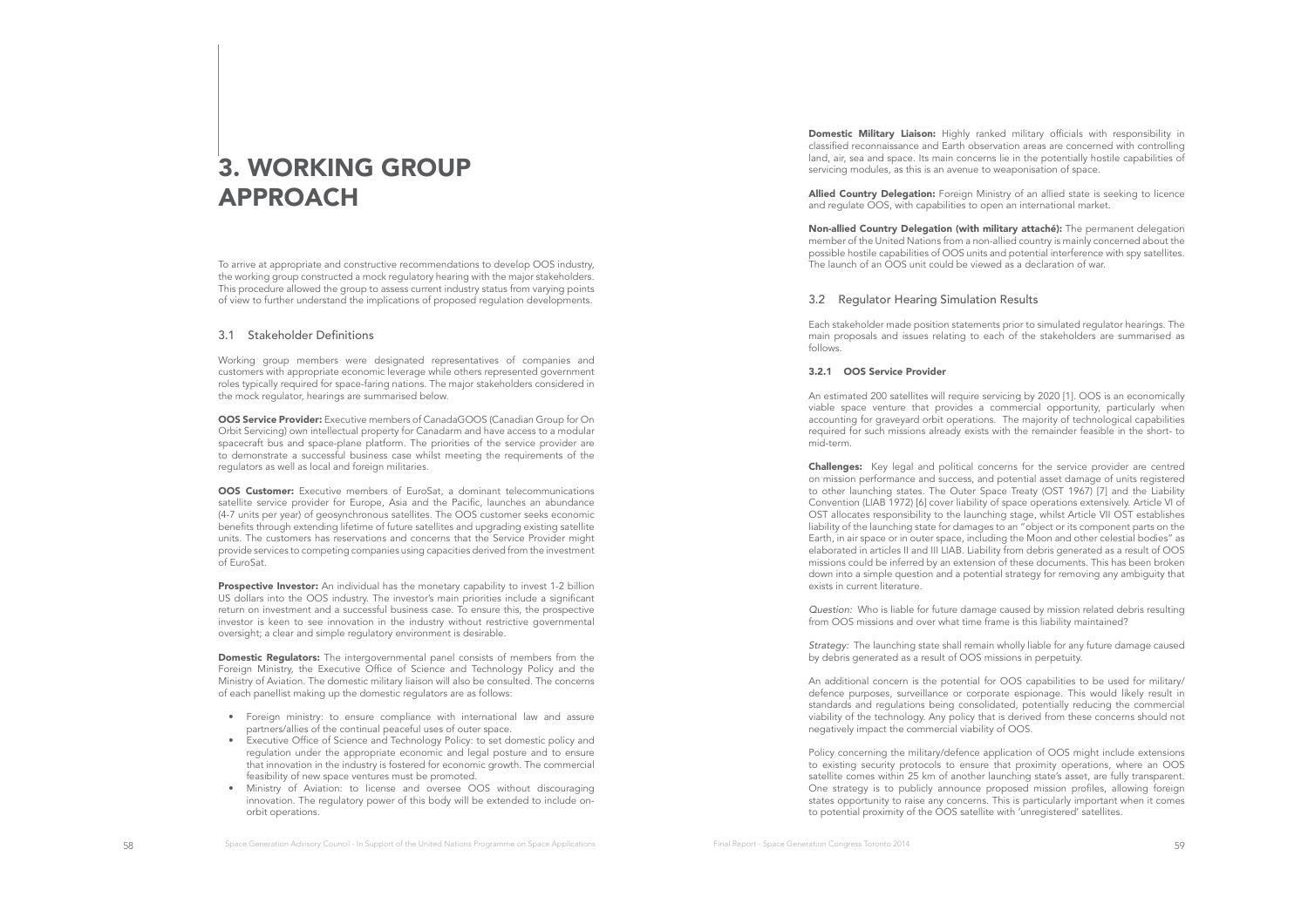# 3. WORKING GROUP APPROACH

To arrive at appropriate and constructive recommendations to develop OOS industry, the working group constructed a mock regulatory hearing with the major stakeholders. This procedure allowed the group to assess current industry status from varying points of view to further understand the implications of proposed regulation developments.

## 3.1 Stakeholder Definitions

Working group members were designated representatives of companies and customers with appropriate economic leverage while others represented government roles typically required for space-faring nations. The major stakeholders considered in the mock regulator, hearings are summarised below.

**OOS Service Provider:** Executive members of CanadaGOOS (Canadian Group for On Orbit Servicing) own intellectual property for Canadarm and have access to a modular spacecraft bus and space-plane platform. The priorities of the service provider are to demonstrate a successful business case whilst meeting the requirements of the regulators as well as local and foreign militaries.

**OOS Customer:** Executive members of EuroSat, a dominant telecommunications satellite service provider for Europe, Asia and the Pacific, launches an abundance (4-7 units per year) of geosynchronous satellites. The OOS customer seeks economic benefits through extending lifetime of future satellites and upgrading existing satellite units. The customers has reservations and concerns that the Service Provider might provide services to competing companies using capacities derived from the investment of EuroSat.

**Prospective Investor:** An individual has the monetary capability to invest 1-2 billion US dollars into the OOS industry. The investor's main priorities include a significant return on investment and a successful business case. To ensure this, the prospective investor is keen to see innovation in the industry without restrictive governmental oversight; a clear and simple regulatory environment is desirable.

**Domestic Regulators:** The intergovernmental panel consists of members from the Foreign Ministry, the Executive Office of Science and Technology Policy and the Ministry of Aviation. The domestic military liaison will also be consulted. The concerns of each panellist making up the domestic regulators are as follows:

- Foreign ministry: to ensure compliance with international law and assure partners/allies of the continual peaceful uses of outer space.
- Executive Office of Science and Technology Policy: to set domestic policy and regulation under the appropriate economic and legal posture and to ensure that innovation in the industry is fostered for economic growth. The commercial feasibility of new space ventures must be promoted.
- Ministry of Aviation: to license and oversee OOS without discouraging innovation. The regulatory power of this body will be extended to include on-orbit operations.

**Domestic Military Liaison:** Highly ranked military officials with responsibility in classified reconnaissance and Earth observation areas are concerned with controlling land, air, sea and space. Its main concerns lie in the potentially hostile capabilities of servicing modules, as this is an avenue to weaponisation of space.

**Allied Country Delegation:** Foreign Ministry of an allied state is seeking to licence and regulate OOS, with capabilities to open an international market.

**Non-allied Country Delegation (with military attaché):** The permanent delegation member of the United Nations from a non-allied country is mainly concerned about the possible hostile capabilities of OOS units and potential interference with spy satellites. The launch of an OOS unit could be viewed as a declaration of war.

## 3.2 Regulator Hearing Simulation Results

Each stakeholder made position statements prior to simulated regulator hearings. The main proposals and issues relating to each of the stakeholders are summarised as follows.

### 3.2.1 OOS Service Provider

An estimated 200 satellites will require servicing by 2020 [1]. OOS is an economically viable space venture that provides a commercial opportunity, particularly when accounting for graveyard orbit operations. The majority of technological capabilities required for such missions already exists with the remainder feasible in the short- to mid-term.

**Challenges:** Key legal and political concerns for the service provider are centred on mission performance and success, and potential asset damage of units registered to other launching states. The Outer Space Treaty (OST 1967) [7] and the Liability Convention (LIAB 1972) [6] cover liability of space operations extensively. Article VI of OST allocates responsibility to the launching stage, whilst Article VII OST establishes liability of the launching state for damages to an "object or its component parts on the Earth, in air space or in outer space, including the Moon and other celestial bodies" as elaborated in articles II and III LIAB. Liability from debris generated as a result of OOS missions could be inferred by an extension of these documents. This has been broken down into a simple question and a potential strategy for removing any ambiguity that exists in current literature.

*Question:* Who is liable for future damage caused by mission related debris resulting from OOS missions and over what time frame is this liability maintained?

*Strategy:* The launching state shall remain wholly liable for any future damage caused by debris generated as a result of OOS missions in perpetuity.

An additional concern is the potential for OOS capabilities to be used for military/defence purposes, surveillance or corporate espionage. This would likely result in standards and regulations being consolidated, potentially reducing the commercial viability of the technology. Any policy that is derived from these concerns should not negatively impact the commercial viability of OOS.

Policy concerning the military/defence application of OOS might include extensions to existing security protocols to ensure that proximity operations, where an OOS satellite comes within 25 km of another launching state's asset, are fully transparent. One strategy is to publicly announce proposed mission profiles, allowing foreign states opportunity to raise any concerns. This is particularly important when it comes to potential proximity of the OOS satellite with 'unregistered' satellites.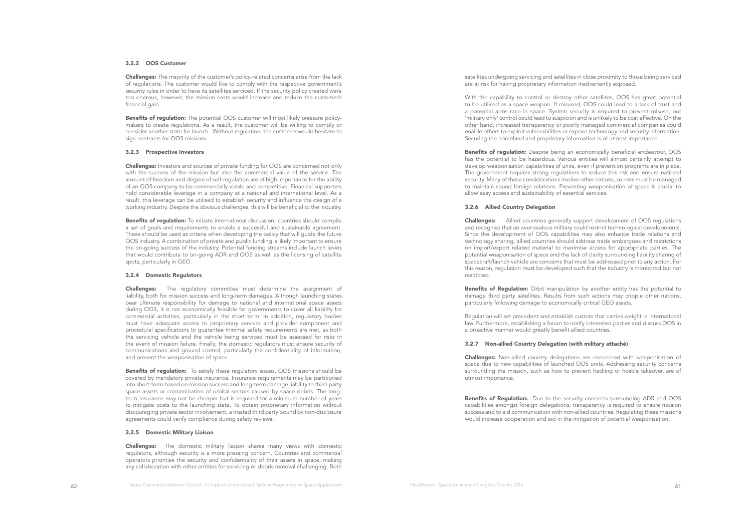### 3.2.2 OOS Customer

**Challenges:** The majority of the customer's policy-related concerns arise from the lack of regulations. The customer would like to comply with the respective government's security rules in order to have its satellites serviced. If the security policy created were too onerous, however, the mission costs would increase and reduce the customer's financial gain.

**Benefits of regulation:** The potential OOS customer will most likely pressure policy-makers to create regulations. As a result, the customer will be willing to comply or consider another state for launch. Without regulation, the customer would hesitate to sign contracts for OOS missions.

### 3.2.3 Prospective Investors

**Challenges:** Investors and sources of private funding for OOS are concerned not only with the success of the mission but also the commercial value of the service. The amount of freedom and degree of self-regulation are of high importance for the ability of an OOS company to be commercially viable and competitive. Financial supporters hold considerable leverage in a company at a national and international level. As a result, this leverage can be utilised to establish security and influence the design of a working industry. Despite the obvious challenges, this will be beneficial to the industry.

**Benefits of regulation:** To initiate international discussion, countries should compile a set of goals and requirements to enable a successful and sustainable agreement. These should be used as criteria when developing the policy that will guide the future OOS industry. A combination of private and public funding is likely important to ensure the on-going success of the industry. Potential funding streams include launch levies that would contribute to on-going ADR and OOS as well as the licensing of satellite spots, particularly in GEO.

### 3.2.4 Domestic Regulators

**Challenges:** The regulatory committee must determine the assignment of liability, both for mission success and long-term damages. Although launching states bear ultimate responsibility for damage to national and international space assets during OOS, it is not economically feasible for governments to cover all liability for commercial activities, particularly in the short term. In addition, regulatory bodies must have adequate access to proprietary servicer and provider component and procedural specifications to guarantee minimal safety requirements are met, as both the servicing vehicle and the vehicle being serviced must be assessed for risks in the event of mission failure. Finally, the domestic regulators must ensure security of communications and ground control, particularly the confidentiality of information, and prevent the weaponisation of space.

**Benefits of regulation:** To satisfy these regulatory issues, OOS missions should be covered by mandatory private insurance. Insurance requirements may be partitioned into short-term based on mission success and long-term damage liability to third-party space assets or contamination of orbital sectors caused by space debris. The long-term insurance may not be cheaper but is required for a minimum number of years to mitigate costs to the launching state. To obtain proprietary information without discouraging private sector involvement, a trusted third party bound by non-disclosure agreements could verify compliance during safety reviews.

### 3.2.5 Domestic Military Liaison

**Challenges:** The domestic military liaison shares many views with domestic regulators, although security is a more pressing concern. Countries and commercial operators prioritise the security and confidentiality of their assets in space, making any collaboration with other entities for servicing or debris removal challenging. Both satellites undergoing servicing and satellites in close proximity to those being serviced are at risk for having proprietary information inadvertently exposed.

With the capability to control or destroy other satellites, OOS has great potential to be utilised as a space weapon. If misused, OOS could lead to a lack of trust and a potential arms race in space. System security is required to prevent misuse, but 'military only' control could lead to suspicion and is unlikely to be cost effective. On the other hand, increased transparency or poorly managed commercial companies could enable others to exploit vulnerabilities or expose technology and security information. Securing the homeland and proprietary information is of utmost importance.

**Benefits of regulation:** Despite being an economically beneficial endeavour, OOS has the potential to be hazardous. Various entities will almost certainly attempt to develop weaponisation capabilities of units, even if prevention programs are in place. The government requires strong regulations to reduce this risk and ensure national security. Many of these considerations involve other nations, so risks must be managed to maintain sound foreign relations. Preventing weaponisation of space is crucial to allow easy access and sustainability of essential services.

### 3.2.6 Allied Country Delegation

**Challenges:** Allied countries generally support development of OOS regulations and recognise that an over-zealous military could restrict technological developments. Since the development of OOS capabilities may also enhance trade relations and technology sharing, allied countries should address trade embargoes and restrictions on import/export related material to maximise access for appropriate parties. The potential weaponisation of space and the lack of clarity surrounding liability sharing of spacecraft/launch vehicle are concerns that must be addressed prior to any action. For this reason, regulation must be developed such that the industry is monitored but not restricted.

**Benefits of Regulation:** Orbit manipulation by another entity has the potential to damage third party satellites. Results from such actions may cripple other nations, particularly following damage to economically critical GEO assets.

Regulation will set precedent and establish custom that carries weight in international law. Furthermore, establishing a forum to notify interested parties and discuss OOS in a proactive manner would greatly benefit allied countries.

### 3.2.7 Non-allied Country Delegation (with military attaché)

**Challenges:** Non-allied country delegations are concerned with weaponisation of space due to new capabilities of launched OOS units. Addressing security concerns surrounding the mission, such as how to prevent hacking or hostile takeover, are of utmost importance.

**Benefits of Regulation:** Due to the security concerns surrounding ADR and OOS capabilities amongst foreign delegations, transparency is required to ensure mission success and to aid communication with non-allied countries. Regulating these missions would increase cooperation and aid in the mitigation of potential weaponisation.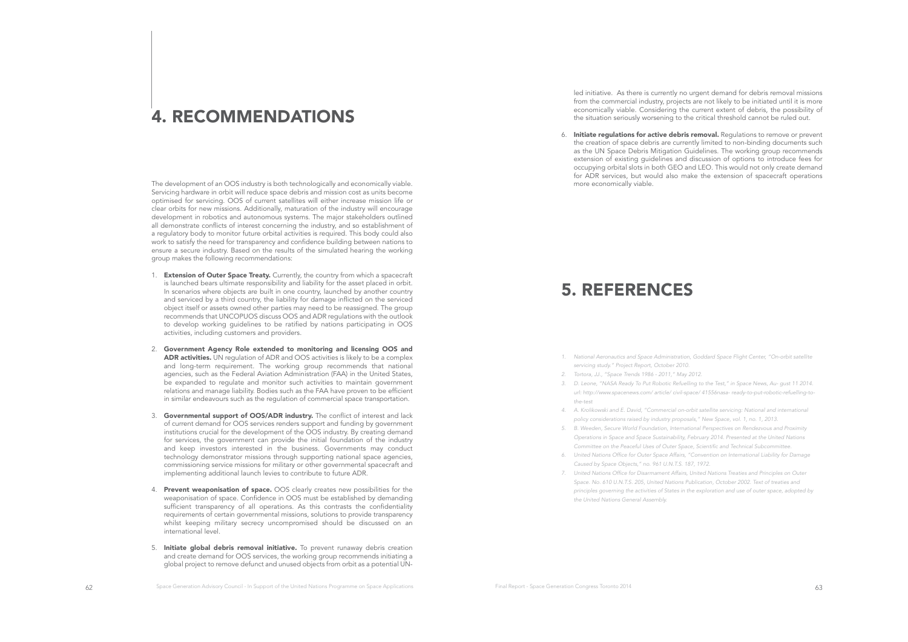# 4. RECOMMENDATIONS

The development of an OOS industry is both technologically and economically viable. Servicing hardware in orbit will reduce space debris and mission cost as units become optimised for servicing. OOS of current satellites will either increase mission life or clear orbits for new missions. Additionally, maturation of the industry will encourage development in robotics and autonomous systems. The major stakeholders outlined all demonstrate conflicts of interest concerning the industry, and so establishment of a regulatory body to monitor future orbital activities is required. This body could also work to satisfy the need for transparency and confidence building between nations to ensure a secure industry. Based on the results of the simulated hearing the working group makes the following recommendations:

1. **Extension of Outer Space Treaty.** Currently, the country from which a spacecraft is launched bears ultimate responsibility and liability for the asset placed in orbit. In scenarios where objects are built in one country, launched by another country and serviced by a third country, the liability for damage inflicted on the serviced object itself or assets owned other parties may need to be reassigned. The group recommends that UNCOPUOS discuss OOS and ADR regulations with the outlook to develop working guidelines to be ratified by nations participating in OOS activities, including customers and providers.
2. **Government Agency Role extended to monitoring and licensing OOS and ADR activities.** UN regulation of ADR and OOS activities is likely to be a complex and long-term requirement. The working group recommends that national agencies, such as the Federal Aviation Administration (FAA) in the United States, be expanded to regulate and monitor such activities to maintain government relations and manage liability. Bodies such as the FAA have proven to be efficient in similar endeavours such as the regulation of commercial space transportation.
3. **Governmental support of OOS/ADR industry.** The conflict of interest and lack of current demand for OOS services renders support and funding by government institutions crucial for the development of the OOS industry. By creating demand for services, the government can provide the initial foundation of the industry and keep investors interested in the business. Governments may conduct technology demonstrator missions through supporting national space agencies, commissioning service missions for military or other governmental spacecraft and implementing additional launch levies to contribute to future ADR.
4. **Prevent weaponisation of space.** OOS clearly creates new possibilities for the weaponisation of space. Confidence in OOS must be established by demanding sufficient transparency of all operations. As this contrasts the confidentiality requirements of certain governmental missions, solutions to provide transparency whilst keeping military secrecy uncompromised should be discussed on an international level.
5. **Initiate global debris removal initiative.** To prevent runaway debris creation and create demand for OOS services, the working group recommends initiating a global project to remove defunct and unused objects from orbit as a potential UN-led initiative. As there is currently no urgent demand for debris removal missions from the commercial industry, projects are not likely to be initiated until it is more economically viable. Considering the current extent of debris, the possibility of the situation seriously worsening to the critical threshold cannot be ruled out.
6. **Initiate regulations for active debris removal.** Regulations to remove or prevent the creation of space debris are currently limited to non-binding documents such as the UN Space Debris Mitigation Guidelines. The working group recommends extension of existing guidelines and discussion of options to introduce fees for occupying orbital slots in both GEO and LEO. This would not only create demand for ADR services, but would also make the extension of spacecraft operations more economically viable.

# 5. REFERENCES

1. *National Aeronautics and Space Administration, Goddard Space Flight Center, "On-orbit satellite servicing study." Project Report, October 2010.*
2. *Tortora, JJ., "Space Trends 1986 - 2011," May 2012.*
3. *D. Leone, "NASA Ready To Put Robotic Refuelling to the Test," in Space News, Au- gust 11 2014. url: http://www.spacenews.com/ article/ civil-space/ 41556nasa- ready-to-put-robotic-refuelling-to-the-test*
4. *A. Krolikowski and E. David, "Commercial on-orbit satellite servicing: National and international policy considerations raised by industry proposals," New Space, vol. 1, no. 1, 2013.*
5. *B. Weeden, Secure World Foundation, International Perspectives on Rendezvous and Proximity Operations in Space and Space Sustainability, February 2014. Presented at the United Nations Committee on the Peaceful Uses of Outer Space, Scientific and Technical Subcommittee.*
6. *United Nations Office for Outer Space Affairs, "Convention on International Liability for Damage Caused by Space Objects," no. 961 U.N.T.S. 187, 1972.*
7. *United Nations Office for Disarmament Affairs, United Nations Treaties and Principles on Outer Space. No. 610 U.N.T.S. 205, United Nations Publication, October 2002. Text of treaties and principles governing the activities of States in the exploration and use of outer space, adopted by the United Nations General Assembly.*